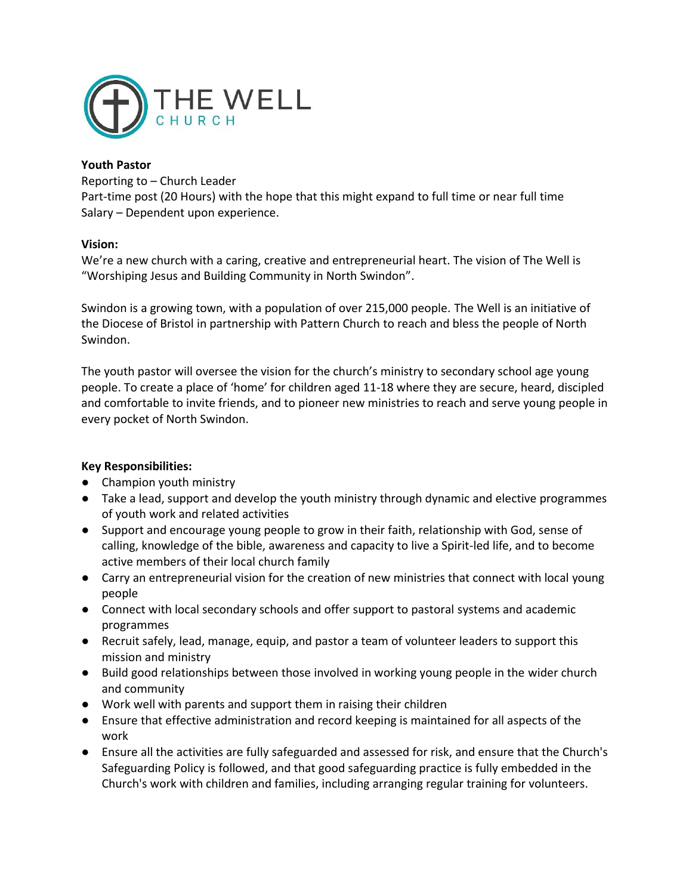THE WELL
CHURCH

**Youth Pastor**
Reporting to – Church Leader
Part-time post (20 Hours) with the hope that this might expand to full time or near full time
Salary – Dependent upon experience.

**Vision:**
We're a new church with a caring, creative and entrepreneurial heart. The vision of The Well is "Worshiping Jesus and Building Community in North Swindon".

Swindon is a growing town, with a population of over 215,000 people. The Well is an initiative of the Diocese of Bristol in partnership with Pattern Church to reach and bless the people of North Swindon.

The youth pastor will oversee the vision for the church's ministry to secondary school age young people. To create a place of 'home' for children aged 11-18 where they are secure, heard, discipled and comfortable to invite friends, and to pioneer new ministries to reach and serve young people in every pocket of North Swindon.

**Key Responsibilities:**

- Champion youth ministry
- Take a lead, support and develop the youth ministry through dynamic and elective programmes of youth work and related activities
- Support and encourage young people to grow in their faith, relationship with God, sense of calling, knowledge of the bible, awareness and capacity to live a Spirit-led life, and to become active members of their local church family
- Carry an entrepreneurial vision for the creation of new ministries that connect with local young people
- Connect with local secondary schools and offer support to pastoral systems and academic programmes
- Recruit safely, lead, manage, equip, and pastor a team of volunteer leaders to support this mission and ministry
- Build good relationships between those involved in working young people in the wider church and community
- Work well with parents and support them in raising their children
- Ensure that effective administration and record keeping is maintained for all aspects of the work
- Ensure all the activities are fully safeguarded and assessed for risk, and ensure that the Church's Safeguarding Policy is followed, and that good safeguarding practice is fully embedded in the Church's work with children and families, including arranging regular training for volunteers.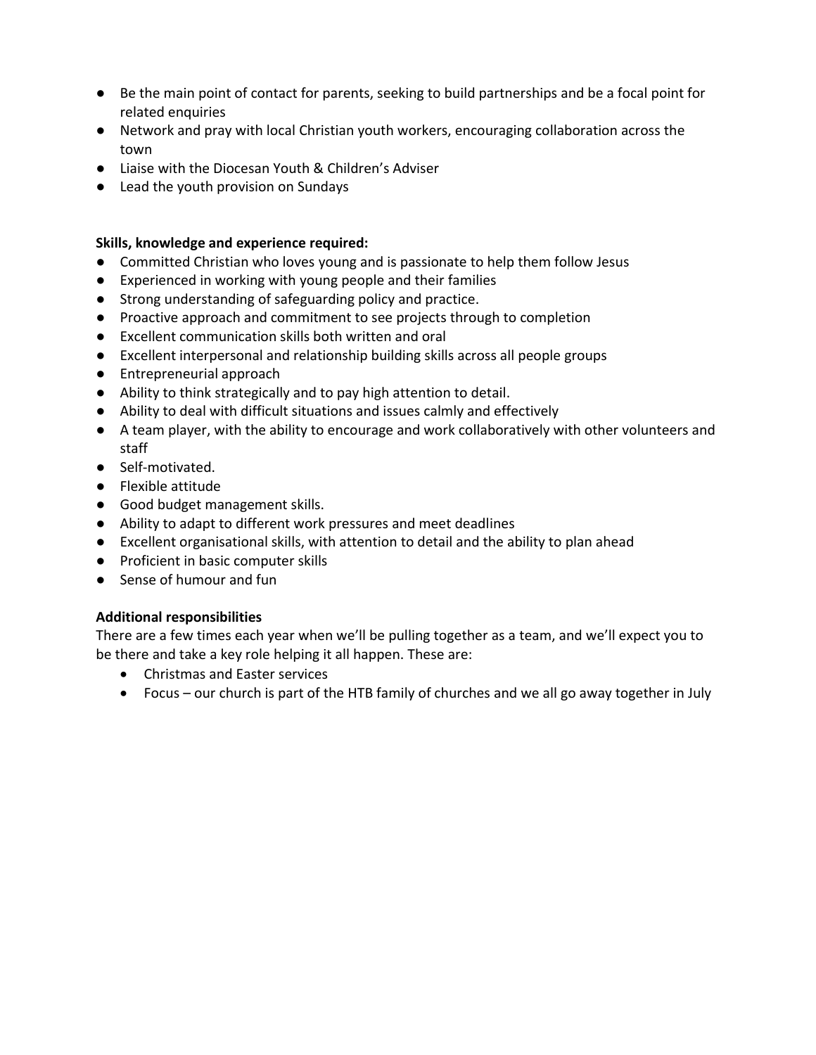- Be the main point of contact for parents, seeking to build partnerships and be a focal point for related enquiries
- Network and pray with local Christian youth workers, encouraging collaboration across the town
- Liaise with the Diocesan Youth & Children's Adviser
- Lead the youth provision on Sundays

**Skills, knowledge and experience required:**

- Committed Christian who loves young and is passionate to help them follow Jesus
- Experienced in working with young people and their families
- Strong understanding of safeguarding policy and practice.
- Proactive approach and commitment to see projects through to completion
- Excellent communication skills both written and oral
- Excellent interpersonal and relationship building skills across all people groups
- Entrepreneurial approach
- Ability to think strategically and to pay high attention to detail.
- Ability to deal with difficult situations and issues calmly and effectively
- A team player, with the ability to encourage and work collaboratively with other volunteers and staff
- Self-motivated.
- Flexible attitude
- Good budget management skills.
- Ability to adapt to different work pressures and meet deadlines
- Excellent organisational skills, with attention to detail and the ability to plan ahead
- Proficient in basic computer skills
- Sense of humour and fun

**Additional responsibilities**

There are a few times each year when we'll be pulling together as a team, and we'll expect you to be there and take a key role helping it all happen. These are:

- Christmas and Easter services
- Focus – our church is part of the HTB family of churches and we all go away together in July